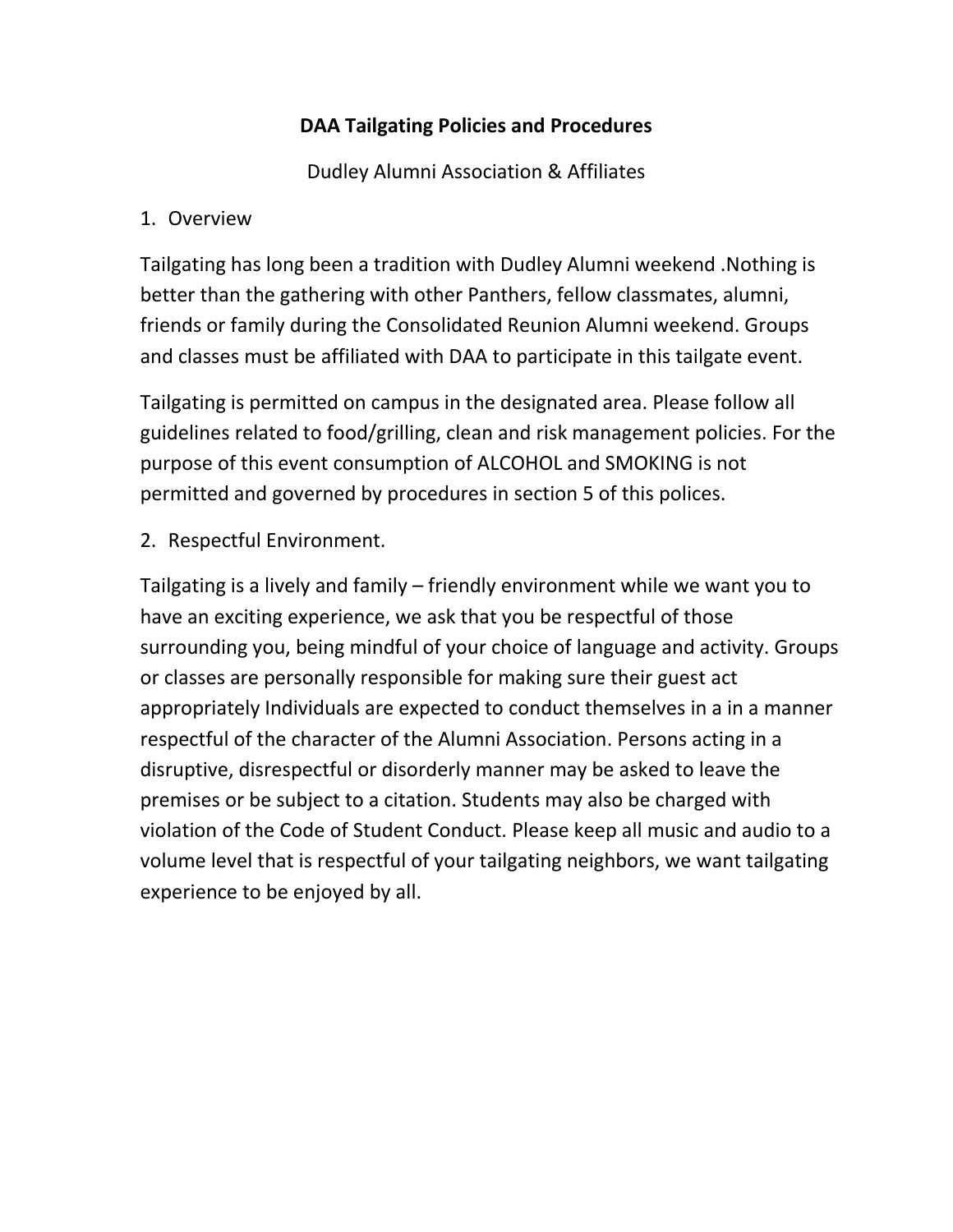# DAA Tailgating Policies and Procedures

Dudley Alumni Association & Affiliates

1. Overview

Tailgating has long been a tradition with Dudley Alumni weekend .Nothing is better than the gathering with other Panthers, fellow classmates, alumni, friends or family during the Consolidated Reunion Alumni weekend. Groups and classes must be affiliated with DAA to participate in this tailgate event.

Tailgating is permitted on campus in the designated area. Please follow all guidelines related to food/grilling, clean and risk management policies. For the purpose of this event consumption of ALCOHOL and SMOKING is not permitted and governed by procedures in section 5 of this polices.

2. Respectful Environment.

Tailgating is a lively and family – friendly environment while we want you to have an exciting experience, we ask that you be respectful of those surrounding you, being mindful of your choice of language and activity. Groups or classes are personally responsible for making sure their guest act appropriately Individuals are expected to conduct themselves in a in a manner respectful of the character of the Alumni Association. Persons acting in a disruptive, disrespectful or disorderly manner may be asked to leave the premises or be subject to a citation. Students may also be charged with violation of the Code of Student Conduct. Please keep all music and audio to a volume level that is respectful of your tailgating neighbors, we want tailgating experience to be enjoyed by all.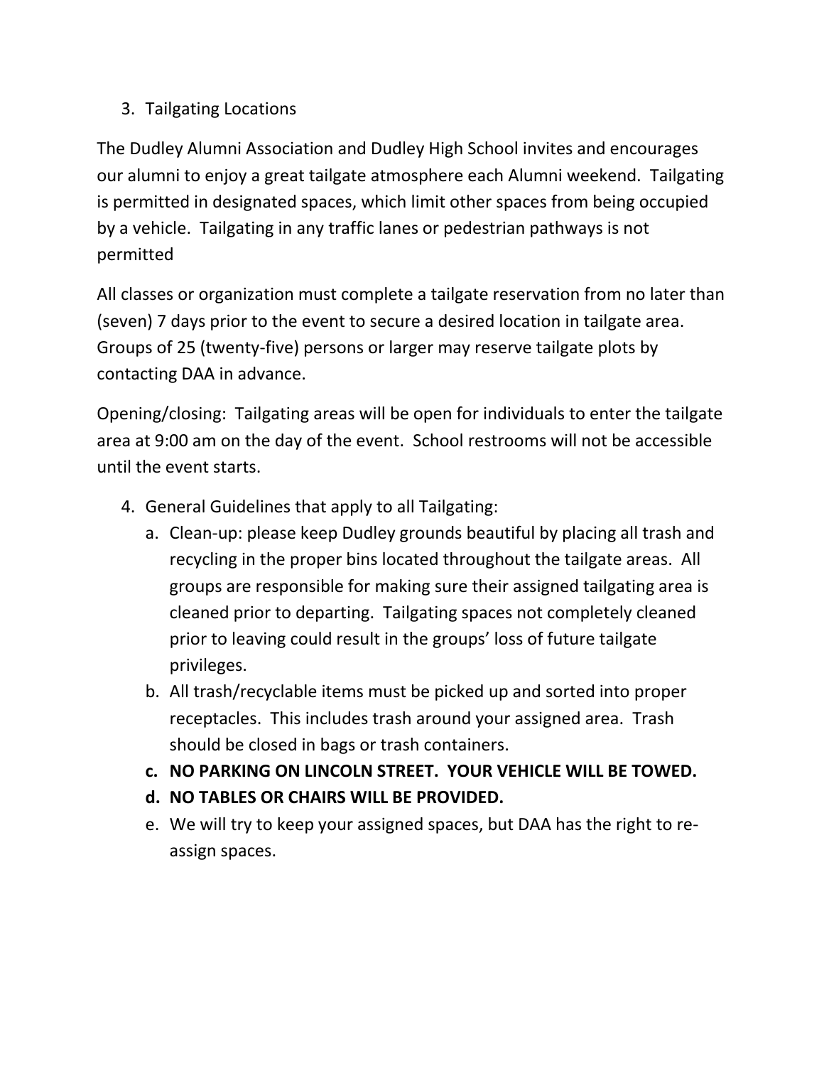3. Tailgating Locations

The Dudley Alumni Association and Dudley High School invites and encourages our alumni to enjoy a great tailgate atmosphere each Alumni weekend. Tailgating is permitted in designated spaces, which limit other spaces from being occupied by a vehicle. Tailgating in any traffic lanes or pedestrian pathways is not permitted

All classes or organization must complete a tailgate reservation from no later than (seven) 7 days prior to the event to secure a desired location in tailgate area. Groups of 25 (twenty-five) persons or larger may reserve tailgate plots by contacting DAA in advance.

Opening/closing: Tailgating areas will be open for individuals to enter the tailgate area at 9:00 am on the day of the event. School restrooms will not be accessible until the event starts.

4. General Guidelines that apply to all Tailgating:
   a. Clean-up: please keep Dudley grounds beautiful by placing all trash and recycling in the proper bins located throughout the tailgate areas. All groups are responsible for making sure their assigned tailgating area is cleaned prior to departing. Tailgating spaces not completely cleaned prior to leaving could result in the groups' loss of future tailgate privileges.
   b. All trash/recyclable items must be picked up and sorted into proper receptacles. This includes trash around your assigned area. Trash should be closed in bags or trash containers.
   c. **NO PARKING ON LINCOLN STREET. YOUR VEHICLE WILL BE TOWED.**
   d. **NO TABLES OR CHAIRS WILL BE PROVIDED.**
   e. We will try to keep your assigned spaces, but DAA has the right to re-assign spaces.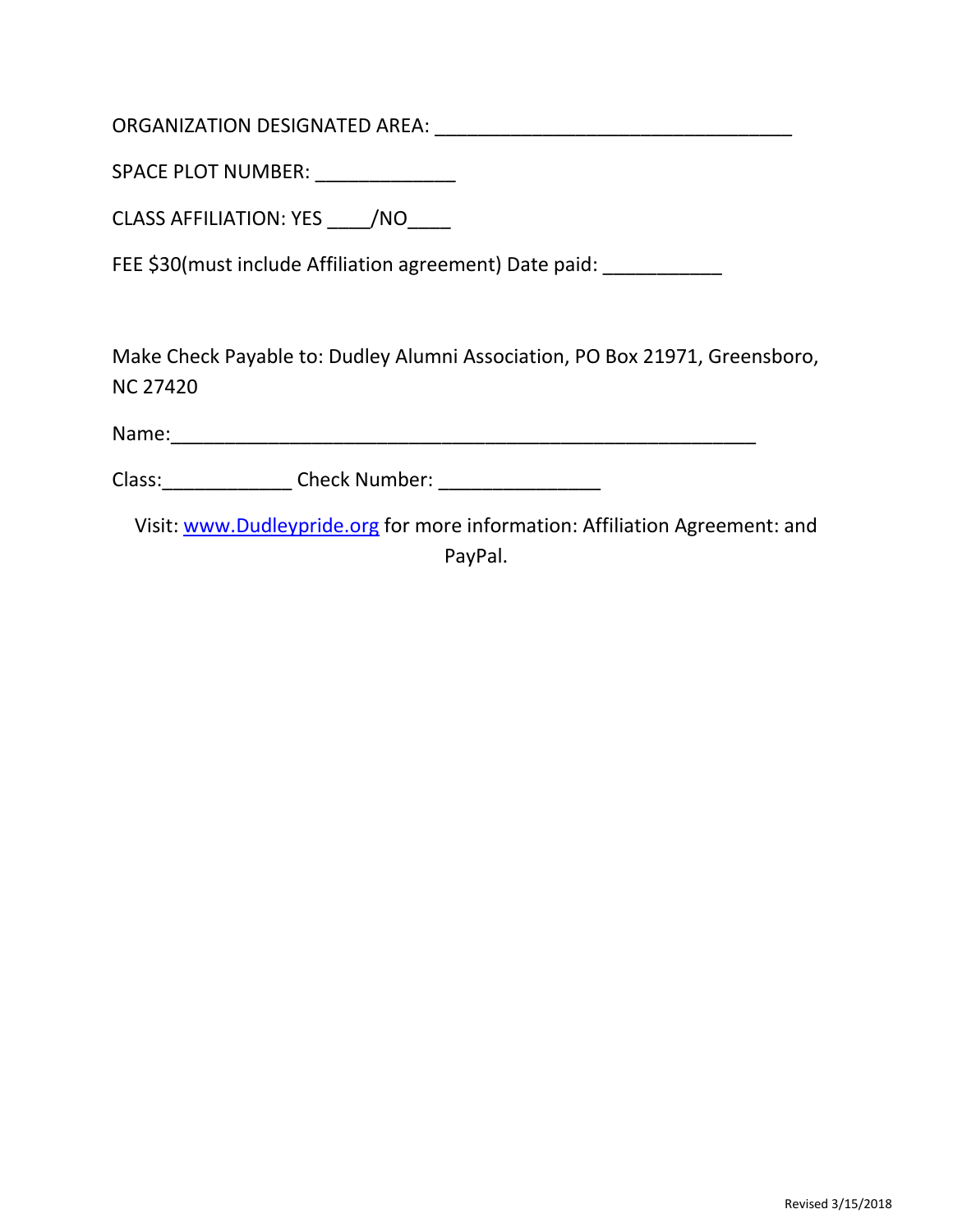ORGANIZATION DESIGNATED AREA: _________________________________

SPACE PLOT NUMBER: _____________

CLASS AFFILIATION: YES ____/NO____

FEE $30(must include Affiliation agreement) Date paid: ___________

Make Check Payable to: Dudley Alumni Association, PO Box 21971, Greensboro, NC 27420

Name:______________________________________________________

Class:____________ Check Number: _______________

Visit: www.Dudleypride.org for more information: Affiliation Agreement: and PayPal.

Revised 3/15/2018